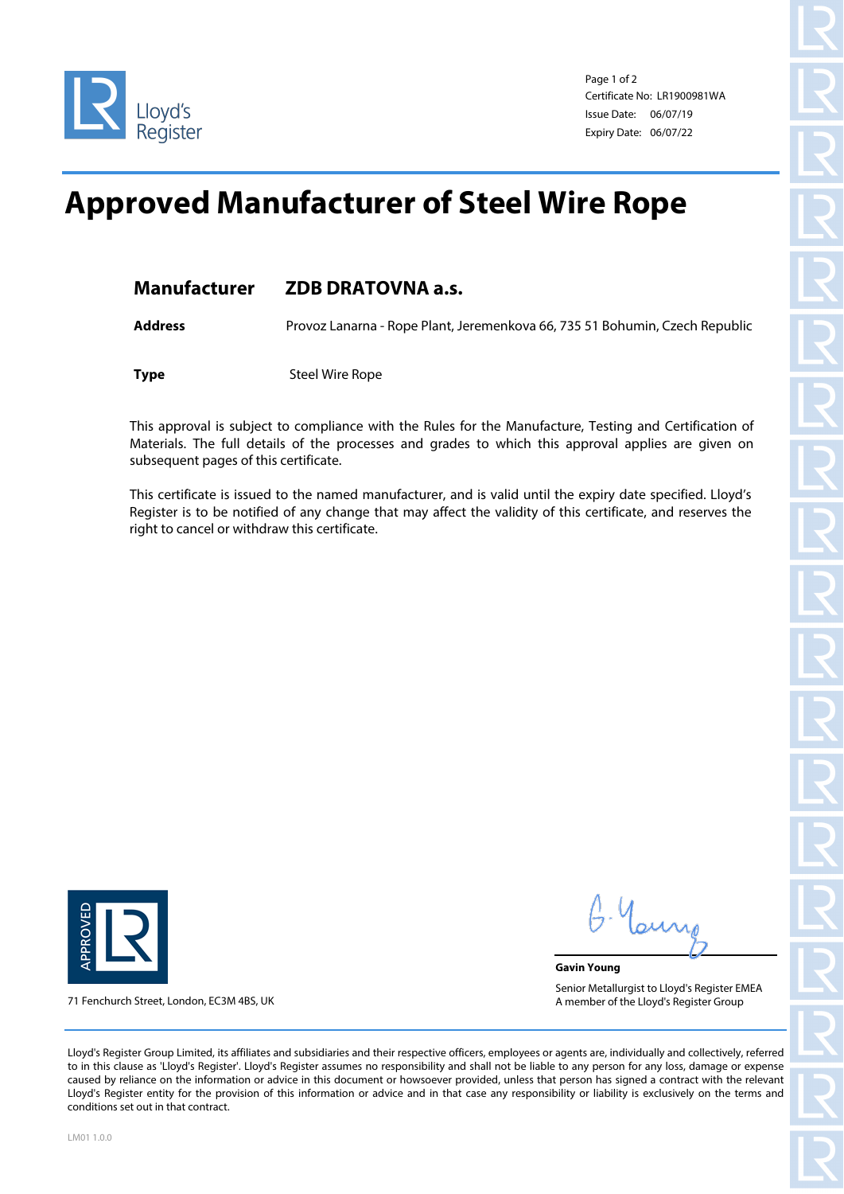Lloyd's Register

Certificate No: LR1900981WA
Issue Date: 06/07/19
Expiry Date: 06/07/22

# Approved Manufacturer of Steel Wire Rope

| | |
|---|---|
| **Manufacturer** | **ZDB DRATOVNA a.s.** |
| **Address** | Provoz Lanarna - Rope Plant, Jeremenkova 66, 735 51 Bohumin, Czech Republic |
| **Type** | Steel Wire Rope |

This approval is subject to compliance with the Rules for the Manufacture, Testing and Certification of Materials. The full details of the processes and grades to which this approval applies are given on subsequent pages of this certificate.

This certificate is issued to the named manufacturer, and is valid until the expiry date specified. Lloyd's Register is to be notified of any change that may affect the validity of this certificate, and reserves the right to cancel or withdraw this certificate.

APPROVED LR

71 Fenchurch Street, London, EC3M 4BS, UK

**Gavin Young**
Senior Metallurgist to Lloyd's Register EMEA
A member of the Lloyd's Register Group

Lloyd's Register Group Limited, its affiliates and subsidiaries and their respective officers, employees or agents are, individually and collectively, referred to in this clause as 'Lloyd's Register'. Lloyd's Register assumes no responsibility and shall not be liable to any person for any loss, damage or expense caused by reliance on the information or advice in this document or howsoever provided, unless that person has signed a contract with the relevant Lloyd's Register entity for the provision of this information or advice and in that case any responsibility or liability is exclusively on the terms and conditions set out in that contract.

LM01 1.0.0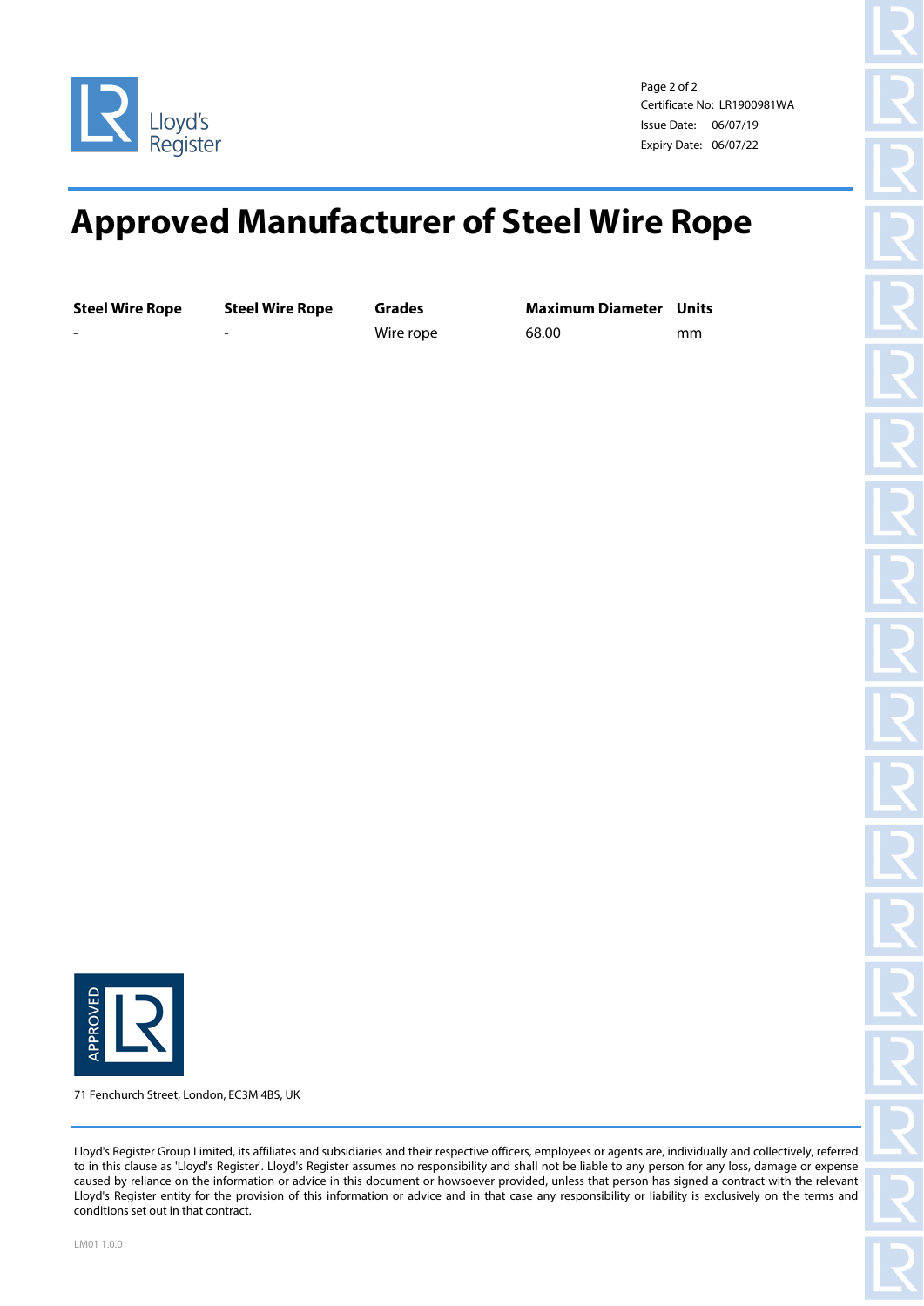Lloyd's Register

Certificate No: LR1900981WA
Issue Date: 06/07/19
Expiry Date: 06/07/22

# Approved Manufacturer of Steel Wire Rope

| Steel Wire Rope | Steel Wire Rope | Grades | Maximum Diameter | Units |
|---|---|---|---|---|
| - | - | Wire rope | 68.00 | mm |

APPROVED LR

71 Fenchurch Street, London, EC3M 4BS, UK

Lloyd's Register Group Limited, its affiliates and subsidiaries and their respective officers, employees or agents are, individually and collectively, referred to in this clause as 'Lloyd's Register'. Lloyd's Register assumes no responsibility and shall not be liable to any person for any loss, damage or expense caused by reliance on the information or advice in this document or howsoever provided, unless that person has signed a contract with the relevant Lloyd's Register entity for the provision of this information or advice and in that case any responsibility or liability is exclusively on the terms and conditions set out in that contract.

LM01 1.0.0